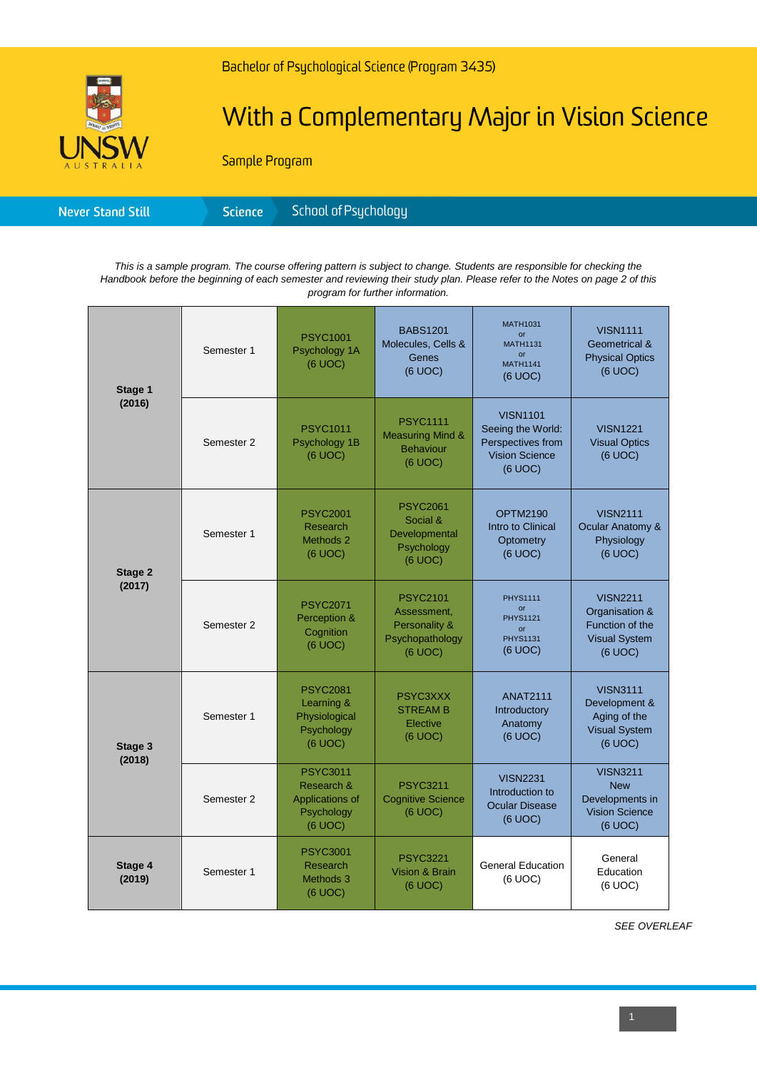Bachelor of Psychological Science (Program 3435)

# With a Complementary Major in Vision Science

Sample Program

Never Stand Still | Science | School of Psychology

*This is a sample program. The course offering pattern is subject to change. Students are responsible for checking the Handbook before the beginning of each semester and reviewing their study plan. Please refer to the Notes on page 2 of this program for further information.*

| | | | | | |
|---|---|---|---|---|---|
| **Stage 1 (2016)** | Semester 1 | PSYC1001 Psychology 1A (6 UOC) | BABS1201 Molecules, Cells & Genes (6 UOC) | MATH1031 or MATH1131 or MATH1141 (6 UOC) | VISN1111 Geometrical & Physical Optics (6 UOC) |
| | Semester 2 | PSYC1011 Psychology 1B (6 UOC) | PSYC1111 Measuring Mind & Behaviour (6 UOC) | VISN1101 Seeing the World: Perspectives from Vision Science (6 UOC) | VISN1221 Visual Optics (6 UOC) |
| **Stage 2 (2017)** | Semester 1 | PSYC2001 Research Methods 2 (6 UOC) | PSYC2061 Social & Developmental Psychology (6 UOC) | OPTM2190 Intro to Clinical Optometry (6 UOC) | VISN2111 Ocular Anatomy & Physiology (6 UOC) |
| | Semester 2 | PSYC2071 Perception & Cognition (6 UOC) | PSYC2101 Assessment, Personality & Psychopathology (6 UOC) | PHYS1111 or PHYS1121 or PHYS1131 (6 UOC) | VISN2211 Organisation & Function of the Visual System (6 UOC) |
| **Stage 3 (2018)** | Semester 1 | PSYC2081 Learning & Physiological Psychology (6 UOC) | PSYC3XXX STREAM B Elective (6 UOC) | ANAT2111 Introductory Anatomy (6 UOC) | VISN3111 Development & Aging of the Visual System (6 UOC) |
| | Semester 2 | PSYC3011 Research & Applications of Psychology (6 UOC) | PSYC3211 Cognitive Science (6 UOC) | VISN2231 Introduction to Ocular Disease (6 UOC) | VISN3211 New Developments in Vision Science (6 UOC) |
| **Stage 4 (2019)** | Semester 1 | PSYC3001 Research Methods 3 (6 UOC) | PSYC3221 Vision & Brain (6 UOC) | General Education (6 UOC) | General Education (6 UOC) |

*SEE OVERLEAF*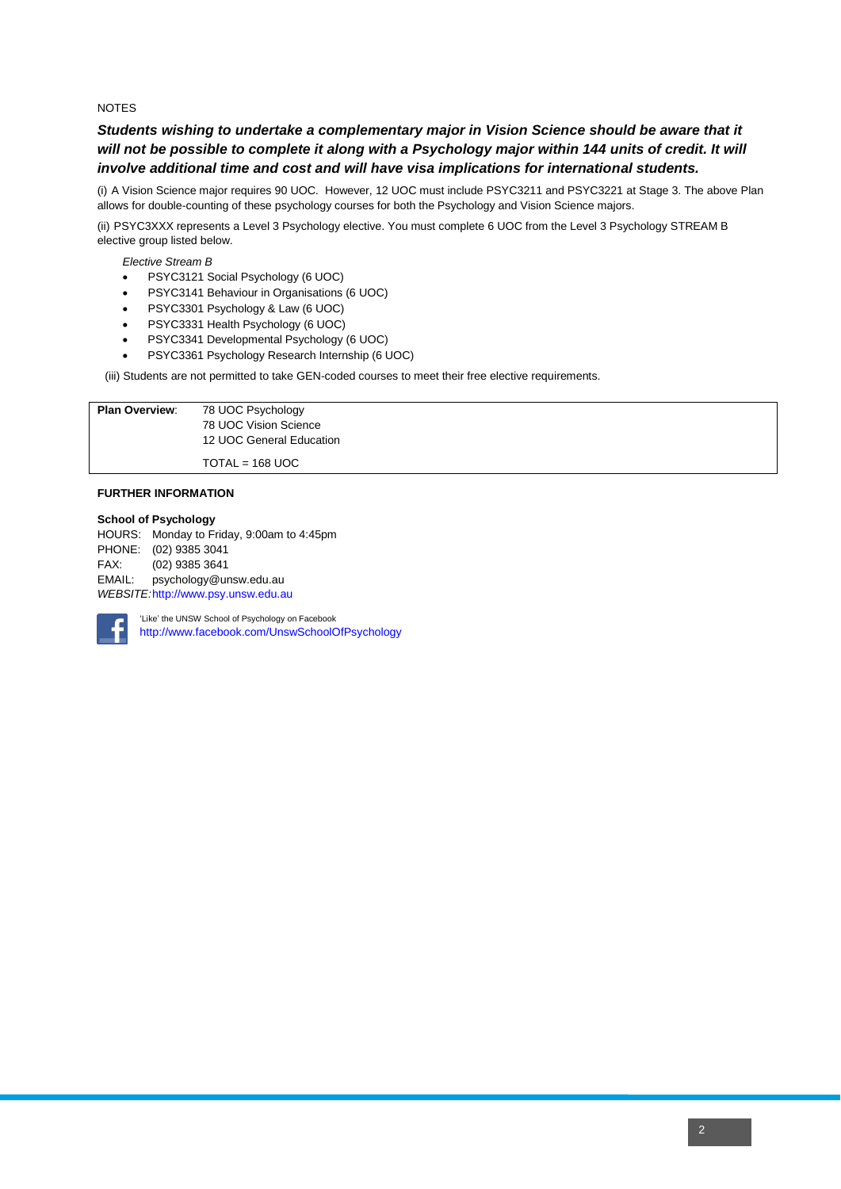NOTES

***Students wishing to undertake a complementary major in Vision Science should be aware that it will not be possible to complete it along with a Psychology major within 144 units of credit. It will involve additional time and cost and will have visa implications for international students.***

(i) A Vision Science major requires 90 UOC. However, 12 UOC must include PSYC3211 and PSYC3221 at Stage 3. The above Plan allows for double-counting of these psychology courses for both the Psychology and Vision Science majors.

(ii) PSYC3XXX represents a Level 3 Psychology elective. You must complete 6 UOC from the Level 3 Psychology STREAM B elective group listed below.

*Elective Stream B*

- PSYC3121 Social Psychology (6 UOC)
- PSYC3141 Behaviour in Organisations (6 UOC)
- PSYC3301 Psychology & Law (6 UOC)
- PSYC3331 Health Psychology (6 UOC)
- PSYC3341 Developmental Psychology (6 UOC)
- PSYC3361 Psychology Research Internship (6 UOC)

(iii) Students are not permitted to take GEN-coded courses to meet their free elective requirements.

| | |
|---|---|
| **Plan Overview**: | 78 UOC Psychology<br>78 UOC Vision Science<br>12 UOC General Education<br><br>TOTAL = 168 UOC |

**FURTHER INFORMATION**

**School of Psychology**
HOURS: Monday to Friday, 9:00am to 4:45pm
PHONE: (02) 9385 3041
FAX: (02) 9385 3641
EMAIL: psychology@unsw.edu.au
*WEBSITE:* http://www.psy.unsw.edu.au

'Like' the UNSW School of Psychology on Facebook
http://www.facebook.com/UnswSchoolOfPsychology